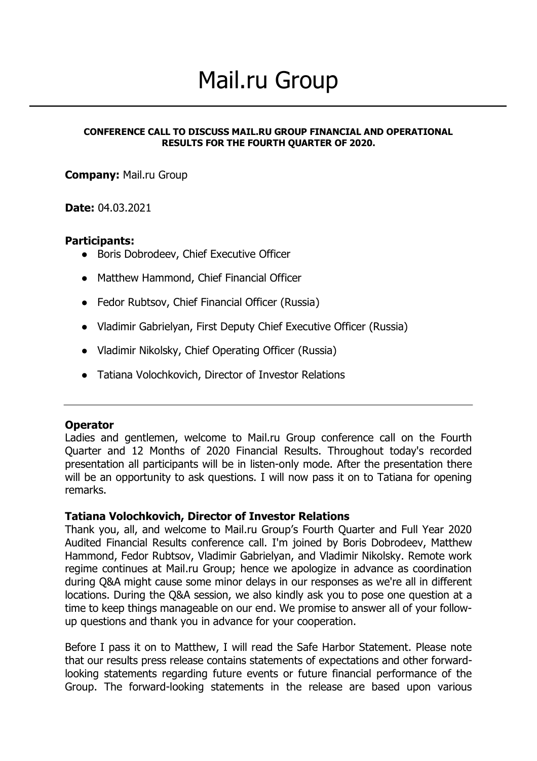# Mail.ru Group

**CONFERENCE CALL TO DISCUSS MAIL.RU GROUP FINANCIAL AND OPERATIONAL RESULTS FOR THE FOURTH QUARTER OF 2020.**

**Company:** Mail.ru Group

**Date:** 04.03.2021

**Participants:**

- Boris Dobrodeev, Chief Executive Officer
- Matthew Hammond, Chief Financial Officer
- Fedor Rubtsov, Chief Financial Officer (Russia)
- Vladimir Gabrielyan, First Deputy Chief Executive Officer (Russia)
- Vladimir Nikolsky, Chief Operating Officer (Russia)
- Tatiana Volochkovich, Director of Investor Relations

---

**Operator**

Ladies and gentlemen, welcome to Mail.ru Group conference call on the Fourth Quarter and 12 Months of 2020 Financial Results. Throughout today's recorded presentation all participants will be in listen-only mode. After the presentation there will be an opportunity to ask questions. I will now pass it on to Tatiana for opening remarks.

**Tatiana Volochkovich, Director of Investor Relations**

Thank you, all, and welcome to Mail.ru Group's Fourth Quarter and Full Year 2020 Audited Financial Results conference call. I'm joined by Boris Dobrodeev, Matthew Hammond, Fedor Rubtsov, Vladimir Gabrielyan, and Vladimir Nikolsky. Remote work regime continues at Mail.ru Group; hence we apologize in advance as coordination during Q&A might cause some minor delays in our responses as we're all in different locations. During the Q&A session, we also kindly ask you to pose one question at a time to keep things manageable on our end. We promise to answer all of your follow-up questions and thank you in advance for your cooperation.

Before I pass it on to Matthew, I will read the Safe Harbor Statement. Please note that our results press release contains statements of expectations and other forward-looking statements regarding future events or future financial performance of the Group. The forward-looking statements in the release are based upon various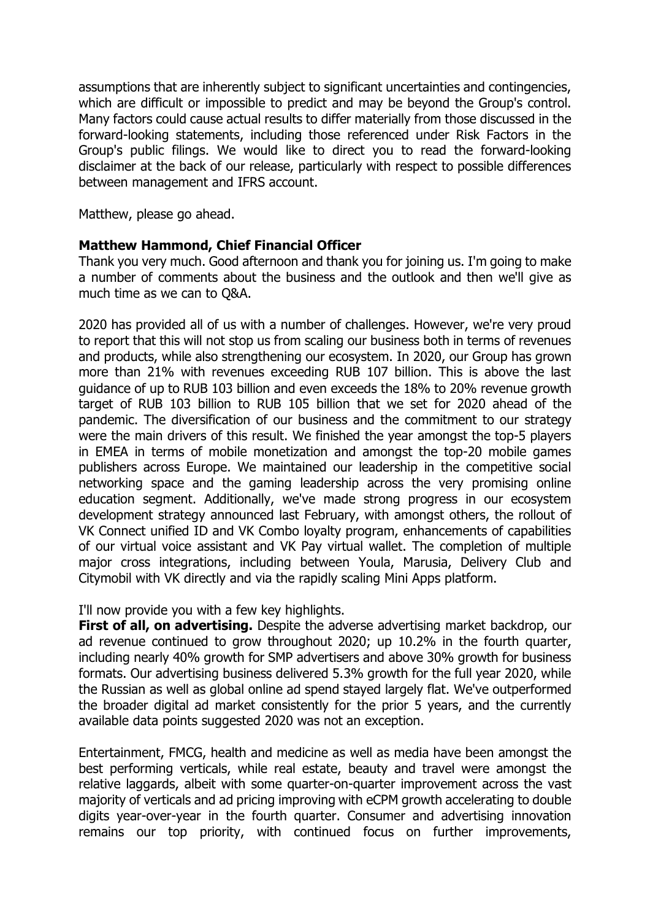assumptions that are inherently subject to significant uncertainties and contingencies, which are difficult or impossible to predict and may be beyond the Group's control. Many factors could cause actual results to differ materially from those discussed in the forward-looking statements, including those referenced under Risk Factors in the Group's public filings. We would like to direct you to read the forward-looking disclaimer at the back of our release, particularly with respect to possible differences between management and IFRS account.

Matthew, please go ahead.

**Matthew Hammond, Chief Financial Officer**

Thank you very much. Good afternoon and thank you for joining us. I'm going to make a number of comments about the business and the outlook and then we'll give as much time as we can to Q&A.

2020 has provided all of us with a number of challenges. However, we're very proud to report that this will not stop us from scaling our business both in terms of revenues and products, while also strengthening our ecosystem. In 2020, our Group has grown more than 21% with revenues exceeding RUB 107 billion. This is above the last guidance of up to RUB 103 billion and even exceeds the 18% to 20% revenue growth target of RUB 103 billion to RUB 105 billion that we set for 2020 ahead of the pandemic. The diversification of our business and the commitment to our strategy were the main drivers of this result. We finished the year amongst the top-5 players in EMEA in terms of mobile monetization and amongst the top-20 mobile games publishers across Europe. We maintained our leadership in the competitive social networking space and the gaming leadership across the very promising online education segment. Additionally, we've made strong progress in our ecosystem development strategy announced last February, with amongst others, the rollout of VK Connect unified ID and VK Combo loyalty program, enhancements of capabilities of our virtual voice assistant and VK Pay virtual wallet. The completion of multiple major cross integrations, including between Youla, Marusia, Delivery Club and Citymobil with VK directly and via the rapidly scaling Mini Apps platform.

I'll now provide you with a few key highlights.

**First of all, on advertising.** Despite the adverse advertising market backdrop, our ad revenue continued to grow throughout 2020; up 10.2% in the fourth quarter, including nearly 40% growth for SMP advertisers and above 30% growth for business formats. Our advertising business delivered 5.3% growth for the full year 2020, while the Russian as well as global online ad spend stayed largely flat. We've outperformed the broader digital ad market consistently for the prior 5 years, and the currently available data points suggested 2020 was not an exception.

Entertainment, FMCG, health and medicine as well as media have been amongst the best performing verticals, while real estate, beauty and travel were amongst the relative laggards, albeit with some quarter-on-quarter improvement across the vast majority of verticals and ad pricing improving with eCPM growth accelerating to double digits year-over-year in the fourth quarter. Consumer and advertising innovation remains our top priority, with continued focus on further improvements,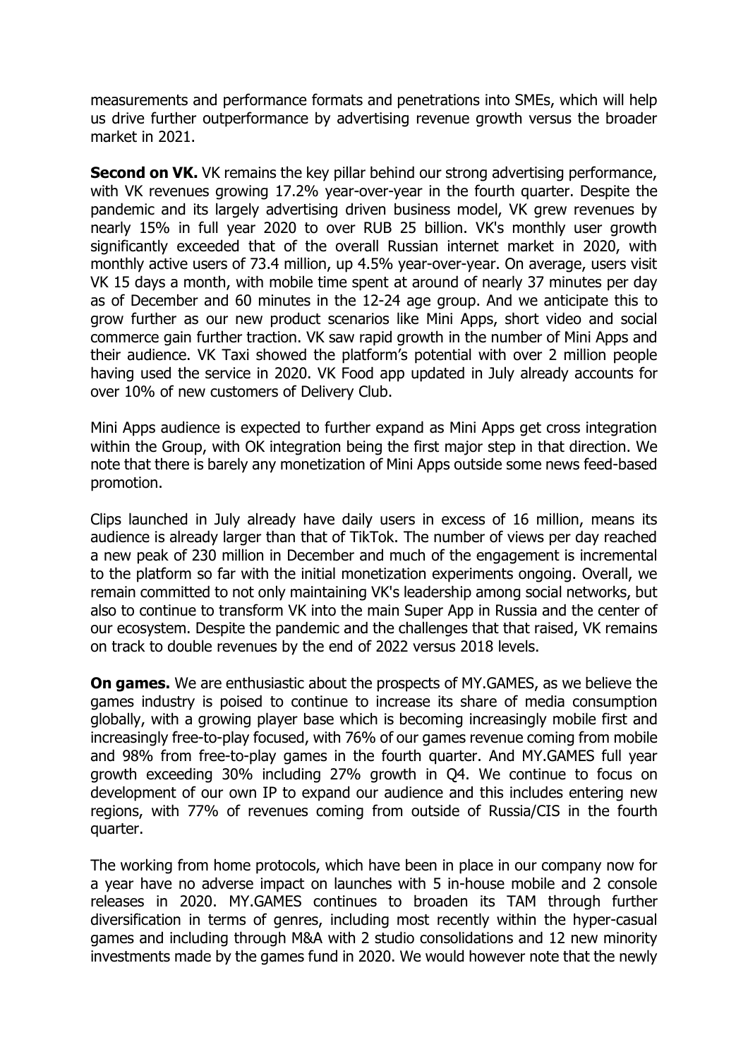measurements and performance formats and penetrations into SMEs, which will help us drive further outperformance by advertising revenue growth versus the broader market in 2021.

**Second on VK.** VK remains the key pillar behind our strong advertising performance, with VK revenues growing 17.2% year-over-year in the fourth quarter. Despite the pandemic and its largely advertising driven business model, VK grew revenues by nearly 15% in full year 2020 to over RUB 25 billion. VK's monthly user growth significantly exceeded that of the overall Russian internet market in 2020, with monthly active users of 73.4 million, up 4.5% year-over-year. On average, users visit VK 15 days a month, with mobile time spent at around of nearly 37 minutes per day as of December and 60 minutes in the 12-24 age group. And we anticipate this to grow further as our new product scenarios like Mini Apps, short video and social commerce gain further traction. VK saw rapid growth in the number of Mini Apps and their audience. VK Taxi showed the platform's potential with over 2 million people having used the service in 2020. VK Food app updated in July already accounts for over 10% of new customers of Delivery Club.

Mini Apps audience is expected to further expand as Mini Apps get cross integration within the Group, with OK integration being the first major step in that direction. We note that there is barely any monetization of Mini Apps outside some news feed-based promotion.

Clips launched in July already have daily users in excess of 16 million, means its audience is already larger than that of TikTok. The number of views per day reached a new peak of 230 million in December and much of the engagement is incremental to the platform so far with the initial monetization experiments ongoing. Overall, we remain committed to not only maintaining VK's leadership among social networks, but also to continue to transform VK into the main Super App in Russia and the center of our ecosystem. Despite the pandemic and the challenges that that raised, VK remains on track to double revenues by the end of 2022 versus 2018 levels.

**On games.** We are enthusiastic about the prospects of MY.GAMES, as we believe the games industry is poised to continue to increase its share of media consumption globally, with a growing player base which is becoming increasingly mobile first and increasingly free-to-play focused, with 76% of our games revenue coming from mobile and 98% from free-to-play games in the fourth quarter. And MY.GAMES full year growth exceeding 30% including 27% growth in Q4. We continue to focus on development of our own IP to expand our audience and this includes entering new regions, with 77% of revenues coming from outside of Russia/CIS in the fourth quarter.

The working from home protocols, which have been in place in our company now for a year have no adverse impact on launches with 5 in-house mobile and 2 console releases in 2020. MY.GAMES continues to broaden its TAM through further diversification in terms of genres, including most recently within the hyper-casual games and including through M&A with 2 studio consolidations and 12 new minority investments made by the games fund in 2020. We would however note that the newly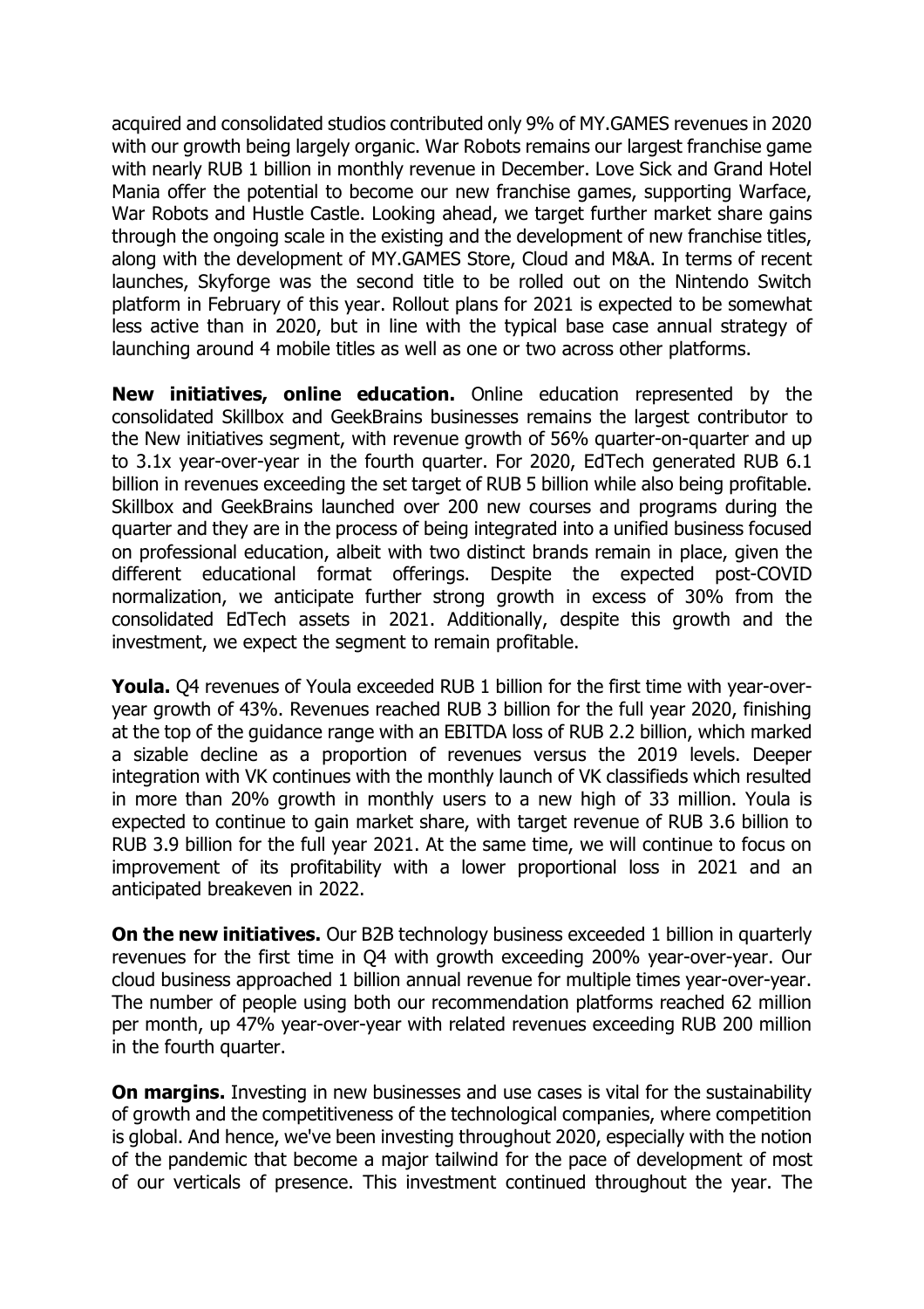acquired and consolidated studios contributed only 9% of MY.GAMES revenues in 2020 with our growth being largely organic. War Robots remains our largest franchise game with nearly RUB 1 billion in monthly revenue in December. Love Sick and Grand Hotel Mania offer the potential to become our new franchise games, supporting Warface, War Robots and Hustle Castle. Looking ahead, we target further market share gains through the ongoing scale in the existing and the development of new franchise titles, along with the development of MY.GAMES Store, Cloud and M&A. In terms of recent launches, Skyforge was the second title to be rolled out on the Nintendo Switch platform in February of this year. Rollout plans for 2021 is expected to be somewhat less active than in 2020, but in line with the typical base case annual strategy of launching around 4 mobile titles as well as one or two across other platforms.

**New initiatives, online education.** Online education represented by the consolidated Skillbox and GeekBrains businesses remains the largest contributor to the New initiatives segment, with revenue growth of 56% quarter-on-quarter and up to 3.1x year-over-year in the fourth quarter. For 2020, EdTech generated RUB 6.1 billion in revenues exceeding the set target of RUB 5 billion while also being profitable. Skillbox and GeekBrains launched over 200 new courses and programs during the quarter and they are in the process of being integrated into a unified business focused on professional education, albeit with two distinct brands remain in place, given the different educational format offerings. Despite the expected post-COVID normalization, we anticipate further strong growth in excess of 30% from the consolidated EdTech assets in 2021. Additionally, despite this growth and the investment, we expect the segment to remain profitable.

**Youla.** Q4 revenues of Youla exceeded RUB 1 billion for the first time with year-over-year growth of 43%. Revenues reached RUB 3 billion for the full year 2020, finishing at the top of the guidance range with an EBITDA loss of RUB 2.2 billion, which marked a sizable decline as a proportion of revenues versus the 2019 levels. Deeper integration with VK continues with the monthly launch of VK classifieds which resulted in more than 20% growth in monthly users to a new high of 33 million. Youla is expected to continue to gain market share, with target revenue of RUB 3.6 billion to RUB 3.9 billion for the full year 2021. At the same time, we will continue to focus on improvement of its profitability with a lower proportional loss in 2021 and an anticipated breakeven in 2022.

**On the new initiatives.** Our B2B technology business exceeded 1 billion in quarterly revenues for the first time in Q4 with growth exceeding 200% year-over-year. Our cloud business approached 1 billion annual revenue for multiple times year-over-year. The number of people using both our recommendation platforms reached 62 million per month, up 47% year-over-year with related revenues exceeding RUB 200 million in the fourth quarter.

**On margins.** Investing in new businesses and use cases is vital for the sustainability of growth and the competitiveness of the technological companies, where competition is global. And hence, we've been investing throughout 2020, especially with the notion of the pandemic that become a major tailwind for the pace of development of most of our verticals of presence. This investment continued throughout the year. The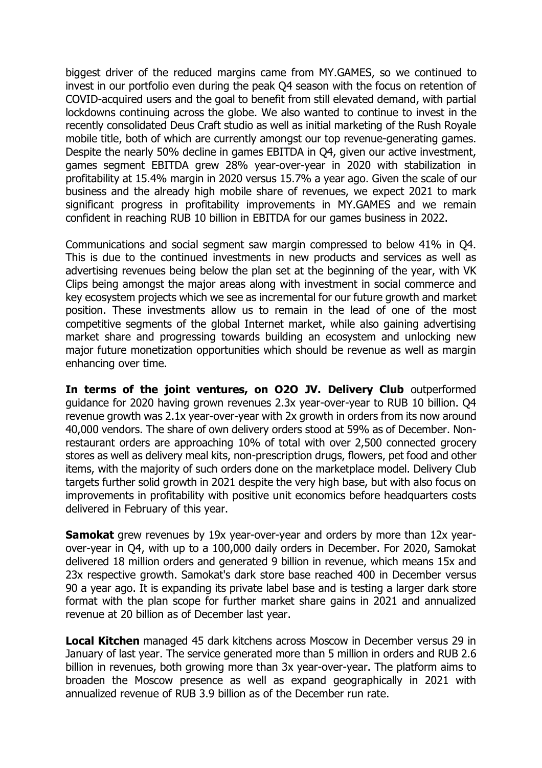biggest driver of the reduced margins came from MY.GAMES, so we continued to invest in our portfolio even during the peak Q4 season with the focus on retention of COVID-acquired users and the goal to benefit from still elevated demand, with partial lockdowns continuing across the globe. We also wanted to continue to invest in the recently consolidated Deus Craft studio as well as initial marketing of the Rush Royale mobile title, both of which are currently amongst our top revenue-generating games. Despite the nearly 50% decline in games EBITDA in Q4, given our active investment, games segment EBITDA grew 28% year-over-year in 2020 with stabilization in profitability at 15.4% margin in 2020 versus 15.7% a year ago. Given the scale of our business and the already high mobile share of revenues, we expect 2021 to mark significant progress in profitability improvements in MY.GAMES and we remain confident in reaching RUB 10 billion in EBITDA for our games business in 2022.

Communications and social segment saw margin compressed to below 41% in Q4. This is due to the continued investments in new products and services as well as advertising revenues being below the plan set at the beginning of the year, with VK Clips being amongst the major areas along with investment in social commerce and key ecosystem projects which we see as incremental for our future growth and market position. These investments allow us to remain in the lead of one of the most competitive segments of the global Internet market, while also gaining advertising market share and progressing towards building an ecosystem and unlocking new major future monetization opportunities which should be revenue as well as margin enhancing over time.

**In terms of the joint ventures, on O2O JV. Delivery Club** outperformed guidance for 2020 having grown revenues 2.3x year-over-year to RUB 10 billion. Q4 revenue growth was 2.1x year-over-year with 2x growth in orders from its now around 40,000 vendors. The share of own delivery orders stood at 59% as of December. Non-restaurant orders are approaching 10% of total with over 2,500 connected grocery stores as well as delivery meal kits, non-prescription drugs, flowers, pet food and other items, with the majority of such orders done on the marketplace model. Delivery Club targets further solid growth in 2021 despite the very high base, but with also focus on improvements in profitability with positive unit economics before headquarters costs delivered in February of this year.

**Samokat** grew revenues by 19x year-over-year and orders by more than 12x year-over-year in Q4, with up to a 100,000 daily orders in December. For 2020, Samokat delivered 18 million orders and generated 9 billion in revenue, which means 15x and 23x respective growth. Samokat's dark store base reached 400 in December versus 90 a year ago. It is expanding its private label base and is testing a larger dark store format with the plan scope for further market share gains in 2021 and annualized revenue at 20 billion as of December last year.

**Local Kitchen** managed 45 dark kitchens across Moscow in December versus 29 in January of last year. The service generated more than 5 million in orders and RUB 2.6 billion in revenues, both growing more than 3x year-over-year. The platform aims to broaden the Moscow presence as well as expand geographically in 2021 with annualized revenue of RUB 3.9 billion as of the December run rate.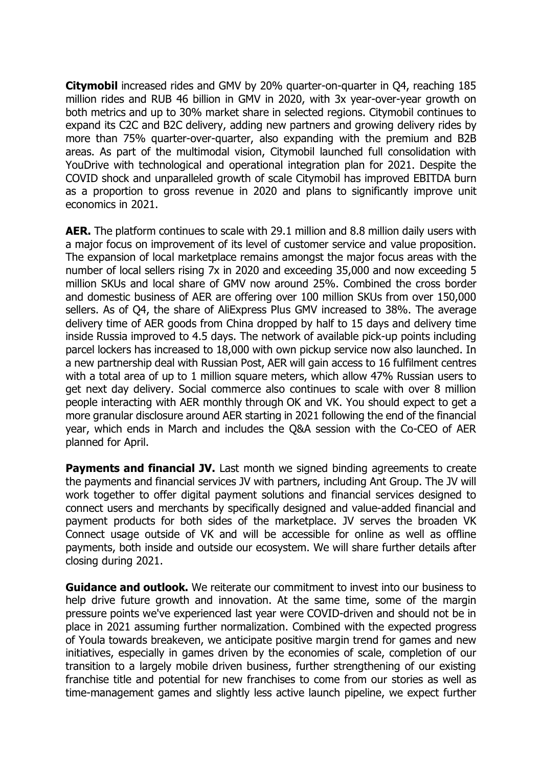**Citymobil** increased rides and GMV by 20% quarter-on-quarter in Q4, reaching 185 million rides and RUB 46 billion in GMV in 2020, with 3x year-over-year growth on both metrics and up to 30% market share in selected regions. Citymobil continues to expand its C2C and B2C delivery, adding new partners and growing delivery rides by more than 75% quarter-over-quarter, also expanding with the premium and B2B areas. As part of the multimodal vision, Citymobil launched full consolidation with YouDrive with technological and operational integration plan for 2021. Despite the COVID shock and unparalleled growth of scale Citymobil has improved EBITDA burn as a proportion to gross revenue in 2020 and plans to significantly improve unit economics in 2021.

**AER.** The platform continues to scale with 29.1 million and 8.8 million daily users with a major focus on improvement of its level of customer service and value proposition. The expansion of local marketplace remains amongst the major focus areas with the number of local sellers rising 7x in 2020 and exceeding 35,000 and now exceeding 5 million SKUs and local share of GMV now around 25%. Combined the cross border and domestic business of AER are offering over 100 million SKUs from over 150,000 sellers. As of Q4, the share of AliExpress Plus GMV increased to 38%. The average delivery time of AER goods from China dropped by half to 15 days and delivery time inside Russia improved to 4.5 days. The network of available pick-up points including parcel lockers has increased to 18,000 with own pickup service now also launched. In a new partnership deal with Russian Post, AER will gain access to 16 fulfilment centres with a total area of up to 1 million square meters, which allow 47% Russian users to get next day delivery. Social commerce also continues to scale with over 8 million people interacting with AER monthly through OK and VK. You should expect to get a more granular disclosure around AER starting in 2021 following the end of the financial year, which ends in March and includes the Q&A session with the Co-CEO of AER planned for April.

**Payments and financial JV.** Last month we signed binding agreements to create the payments and financial services JV with partners, including Ant Group. The JV will work together to offer digital payment solutions and financial services designed to connect users and merchants by specifically designed and value-added financial and payment products for both sides of the marketplace. JV serves the broaden VK Connect usage outside of VK and will be accessible for online as well as offline payments, both inside and outside our ecosystem. We will share further details after closing during 2021.

**Guidance and outlook.** We reiterate our commitment to invest into our business to help drive future growth and innovation. At the same time, some of the margin pressure points we've experienced last year were COVID-driven and should not be in place in 2021 assuming further normalization. Combined with the expected progress of Youla towards breakeven, we anticipate positive margin trend for games and new initiatives, especially in games driven by the economies of scale, completion of our transition to a largely mobile driven business, further strengthening of our existing franchise title and potential for new franchises to come from our stories as well as time-management games and slightly less active launch pipeline, we expect further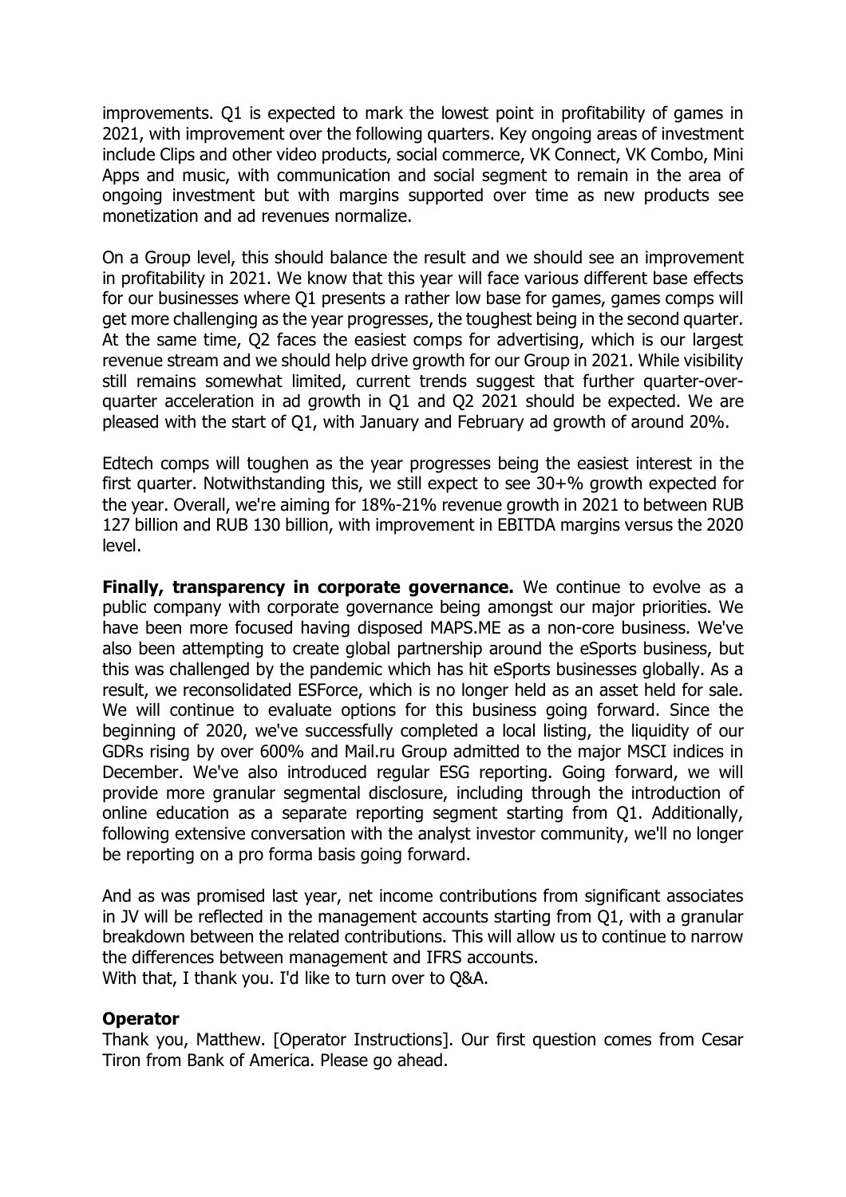improvements. Q1 is expected to mark the lowest point in profitability of games in 2021, with improvement over the following quarters. Key ongoing areas of investment include Clips and other video products, social commerce, VK Connect, VK Combo, Mini Apps and music, with communication and social segment to remain in the area of ongoing investment but with margins supported over time as new products see monetization and ad revenues normalize.

On a Group level, this should balance the result and we should see an improvement in profitability in 2021. We know that this year will face various different base effects for our businesses where Q1 presents a rather low base for games, games comps will get more challenging as the year progresses, the toughest being in the second quarter. At the same time, Q2 faces the easiest comps for advertising, which is our largest revenue stream and we should help drive growth for our Group in 2021. While visibility still remains somewhat limited, current trends suggest that further quarter-over-quarter acceleration in ad growth in Q1 and Q2 2021 should be expected. We are pleased with the start of Q1, with January and February ad growth of around 20%.

Edtech comps will toughen as the year progresses being the easiest interest in the first quarter. Notwithstanding this, we still expect to see 30+% growth expected for the year. Overall, we're aiming for 18%-21% revenue growth in 2021 to between RUB 127 billion and RUB 130 billion, with improvement in EBITDA margins versus the 2020 level.

**Finally, transparency in corporate governance.** We continue to evolve as a public company with corporate governance being amongst our major priorities. We have been more focused having disposed MAPS.ME as a non-core business. We've also been attempting to create global partnership around the eSports business, but this was challenged by the pandemic which has hit eSports businesses globally. As a result, we reconsolidated ESForce, which is no longer held as an asset held for sale. We will continue to evaluate options for this business going forward. Since the beginning of 2020, we've successfully completed a local listing, the liquidity of our GDRs rising by over 600% and Mail.ru Group admitted to the major MSCI indices in December. We've also introduced regular ESG reporting. Going forward, we will provide more granular segmental disclosure, including through the introduction of online education as a separate reporting segment starting from Q1. Additionally, following extensive conversation with the analyst investor community, we'll no longer be reporting on a pro forma basis going forward.

And as was promised last year, net income contributions from significant associates in JV will be reflected in the management accounts starting from Q1, with a granular breakdown between the related contributions. This will allow us to continue to narrow the differences between management and IFRS accounts.
With that, I thank you. I'd like to turn over to Q&A.

**Operator**
Thank you, Matthew. [Operator Instructions]. Our first question comes from Cesar Tiron from Bank of America. Please go ahead.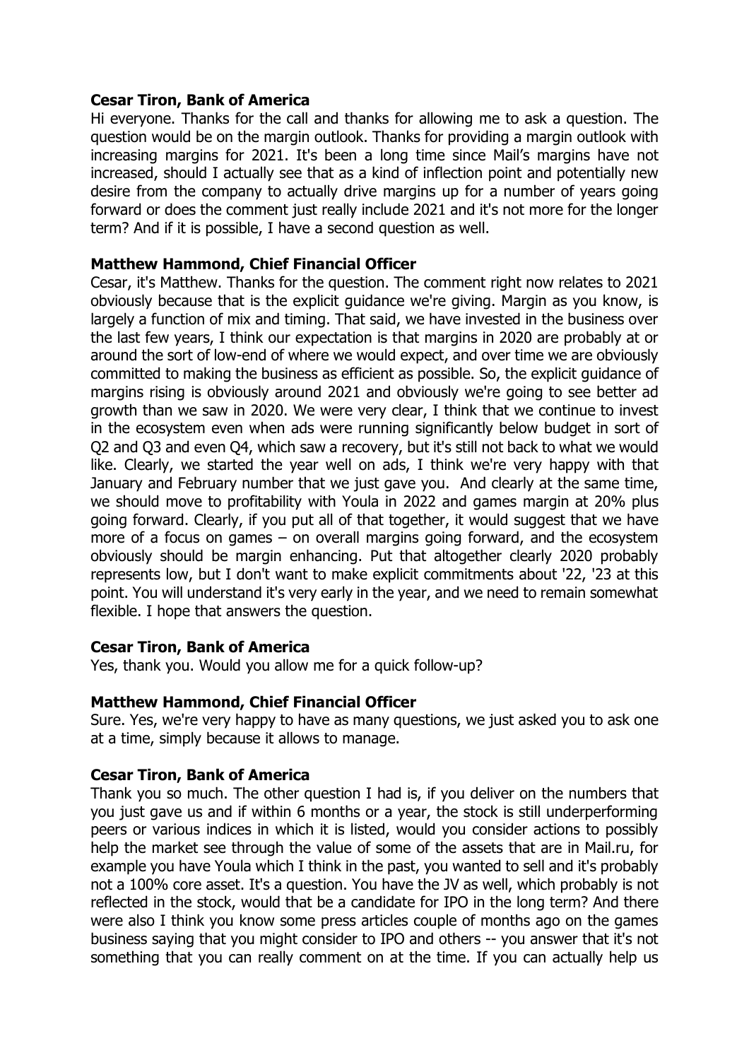**Cesar Tiron, Bank of America**

Hi everyone. Thanks for the call and thanks for allowing me to ask a question. The question would be on the margin outlook. Thanks for providing a margin outlook with increasing margins for 2021. It's been a long time since Mail's margins have not increased, should I actually see that as a kind of inflection point and potentially new desire from the company to actually drive margins up for a number of years going forward or does the comment just really include 2021 and it's not more for the longer term? And if it is possible, I have a second question as well.

**Matthew Hammond, Chief Financial Officer**

Cesar, it's Matthew. Thanks for the question. The comment right now relates to 2021 obviously because that is the explicit guidance we're giving. Margin as you know, is largely a function of mix and timing. That said, we have invested in the business over the last few years, I think our expectation is that margins in 2020 are probably at or around the sort of low-end of where we would expect, and over time we are obviously committed to making the business as efficient as possible. So, the explicit guidance of margins rising is obviously around 2021 and obviously we're going to see better ad growth than we saw in 2020. We were very clear, I think that we continue to invest in the ecosystem even when ads were running significantly below budget in sort of Q2 and Q3 and even Q4, which saw a recovery, but it's still not back to what we would like. Clearly, we started the year well on ads, I think we're very happy with that January and February number that we just gave you. And clearly at the same time, we should move to profitability with Youla in 2022 and games margin at 20% plus going forward. Clearly, if you put all of that together, it would suggest that we have more of a focus on games – on overall margins going forward, and the ecosystem obviously should be margin enhancing. Put that altogether clearly 2020 probably represents low, but I don't want to make explicit commitments about '22, '23 at this point. You will understand it's very early in the year, and we need to remain somewhat flexible. I hope that answers the question.

**Cesar Tiron, Bank of America**

Yes, thank you. Would you allow me for a quick follow-up?

**Matthew Hammond, Chief Financial Officer**

Sure. Yes, we're very happy to have as many questions, we just asked you to ask one at a time, simply because it allows to manage.

**Cesar Tiron, Bank of America**

Thank you so much. The other question I had is, if you deliver on the numbers that you just gave us and if within 6 months or a year, the stock is still underperforming peers or various indices in which it is listed, would you consider actions to possibly help the market see through the value of some of the assets that are in Mail.ru, for example you have Youla which I think in the past, you wanted to sell and it's probably not a 100% core asset. It's a question. You have the JV as well, which probably is not reflected in the stock, would that be a candidate for IPO in the long term? And there were also I think you know some press articles couple of months ago on the games business saying that you might consider to IPO and others -- you answer that it's not something that you can really comment on at the time. If you can actually help us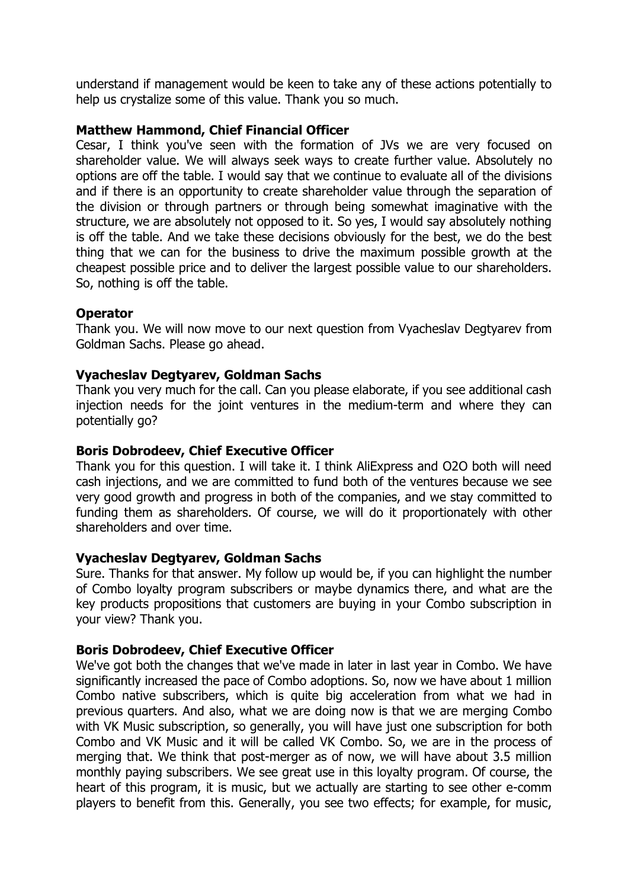understand if management would be keen to take any of these actions potentially to help us crystalize some of this value. Thank you so much.

**Matthew Hammond, Chief Financial Officer**

Cesar, I think you've seen with the formation of JVs we are very focused on shareholder value. We will always seek ways to create further value. Absolutely no options are off the table. I would say that we continue to evaluate all of the divisions and if there is an opportunity to create shareholder value through the separation of the division or through partners or through being somewhat imaginative with the structure, we are absolutely not opposed to it. So yes, I would say absolutely nothing is off the table. And we take these decisions obviously for the best, we do the best thing that we can for the business to drive the maximum possible growth at the cheapest possible price and to deliver the largest possible value to our shareholders. So, nothing is off the table.

**Operator**

Thank you. We will now move to our next question from Vyacheslav Degtyarev from Goldman Sachs. Please go ahead.

**Vyacheslav Degtyarev, Goldman Sachs**

Thank you very much for the call. Can you please elaborate, if you see additional cash injection needs for the joint ventures in the medium-term and where they can potentially go?

**Boris Dobrodeev, Chief Executive Officer**

Thank you for this question. I will take it. I think AliExpress and O2O both will need cash injections, and we are committed to fund both of the ventures because we see very good growth and progress in both of the companies, and we stay committed to funding them as shareholders. Of course, we will do it proportionately with other shareholders and over time.

**Vyacheslav Degtyarev, Goldman Sachs**

Sure. Thanks for that answer. My follow up would be, if you can highlight the number of Combo loyalty program subscribers or maybe dynamics there, and what are the key products propositions that customers are buying in your Combo subscription in your view? Thank you.

**Boris Dobrodeev, Chief Executive Officer**

We've got both the changes that we've made in later in last year in Combo. We have significantly increased the pace of Combo adoptions. So, now we have about 1 million Combo native subscribers, which is quite big acceleration from what we had in previous quarters. And also, what we are doing now is that we are merging Combo with VK Music subscription, so generally, you will have just one subscription for both Combo and VK Music and it will be called VK Combo. So, we are in the process of merging that. We think that post-merger as of now, we will have about 3.5 million monthly paying subscribers. We see great use in this loyalty program. Of course, the heart of this program, it is music, but we actually are starting to see other e-comm players to benefit from this. Generally, you see two effects; for example, for music,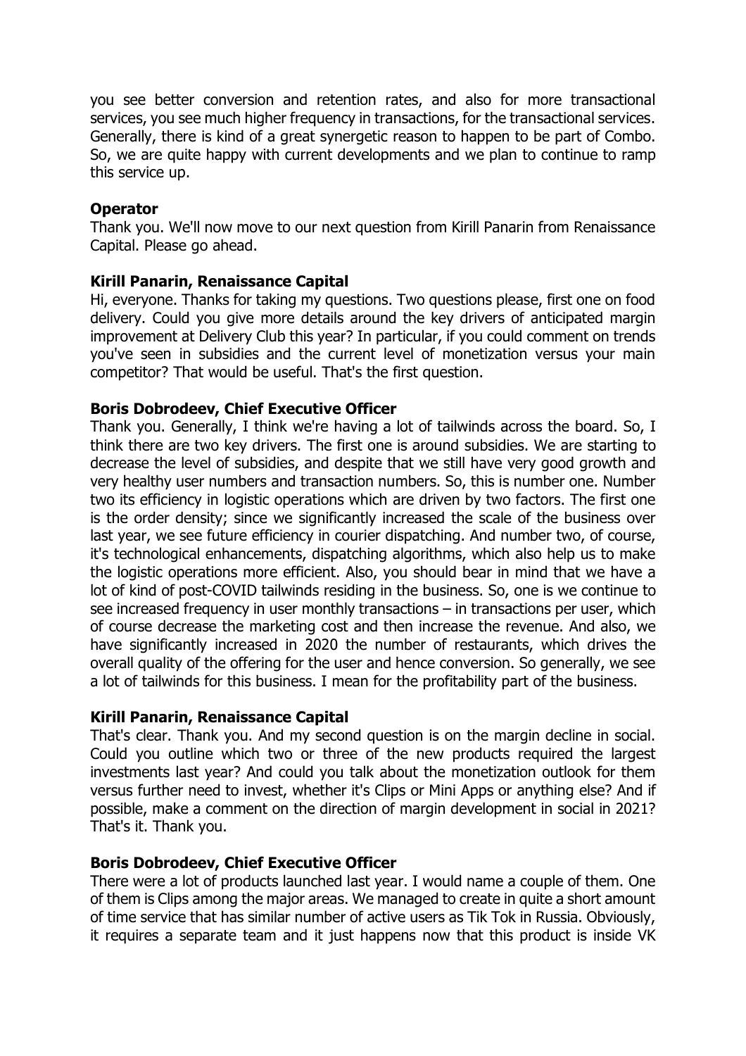you see better conversion and retention rates, and also for more transactional services, you see much higher frequency in transactions, for the transactional services. Generally, there is kind of a great synergetic reason to happen to be part of Combo. So, we are quite happy with current developments and we plan to continue to ramp this service up.

**Operator**
Thank you. We'll now move to our next question from Kirill Panarin from Renaissance Capital. Please go ahead.

**Kirill Panarin, Renaissance Capital**
Hi, everyone. Thanks for taking my questions. Two questions please, first one on food delivery. Could you give more details around the key drivers of anticipated margin improvement at Delivery Club this year? In particular, if you could comment on trends you've seen in subsidies and the current level of monetization versus your main competitor? That would be useful. That's the first question.

**Boris Dobrodeev, Chief Executive Officer**
Thank you. Generally, I think we're having a lot of tailwinds across the board. So, I think there are two key drivers. The first one is around subsidies. We are starting to decrease the level of subsidies, and despite that we still have very good growth and very healthy user numbers and transaction numbers. So, this is number one. Number two its efficiency in logistic operations which are driven by two factors. The first one is the order density; since we significantly increased the scale of the business over last year, we see future efficiency in courier dispatching. And number two, of course, it's technological enhancements, dispatching algorithms, which also help us to make the logistic operations more efficient. Also, you should bear in mind that we have a lot of kind of post-COVID tailwinds residing in the business. So, one is we continue to see increased frequency in user monthly transactions – in transactions per user, which of course decrease the marketing cost and then increase the revenue. And also, we have significantly increased in 2020 the number of restaurants, which drives the overall quality of the offering for the user and hence conversion. So generally, we see a lot of tailwinds for this business. I mean for the profitability part of the business.

**Kirill Panarin, Renaissance Capital**
That's clear. Thank you. And my second question is on the margin decline in social. Could you outline which two or three of the new products required the largest investments last year? And could you talk about the monetization outlook for them versus further need to invest, whether it's Clips or Mini Apps or anything else? And if possible, make a comment on the direction of margin development in social in 2021? That's it. Thank you.

**Boris Dobrodeev, Chief Executive Officer**
There were a lot of products launched last year. I would name a couple of them. One of them is Clips among the major areas. We managed to create in quite a short amount of time service that has similar number of active users as Tik Tok in Russia. Obviously, it requires a separate team and it just happens now that this product is inside VK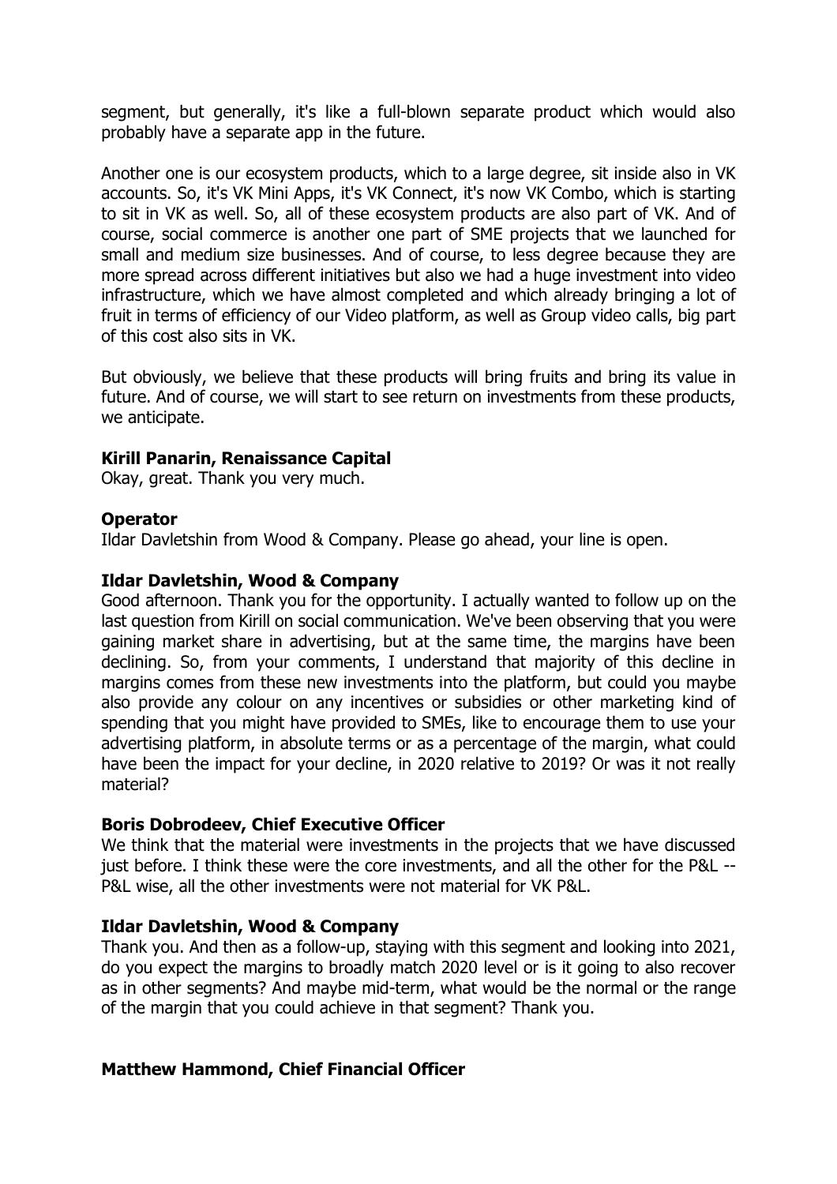segment, but generally, it's like a full-blown separate product which would also probably have a separate app in the future.

Another one is our ecosystem products, which to a large degree, sit inside also in VK accounts. So, it's VK Mini Apps, it's VK Connect, it's now VK Combo, which is starting to sit in VK as well. So, all of these ecosystem products are also part of VK. And of course, social commerce is another one part of SME projects that we launched for small and medium size businesses. And of course, to less degree because they are more spread across different initiatives but also we had a huge investment into video infrastructure, which we have almost completed and which already bringing a lot of fruit in terms of efficiency of our Video platform, as well as Group video calls, big part of this cost also sits in VK.

But obviously, we believe that these products will bring fruits and bring its value in future. And of course, we will start to see return on investments from these products, we anticipate.

**Kirill Panarin, Renaissance Capital**
Okay, great. Thank you very much.

**Operator**
Ildar Davletshin from Wood & Company. Please go ahead, your line is open.

**Ildar Davletshin, Wood & Company**
Good afternoon. Thank you for the opportunity. I actually wanted to follow up on the last question from Kirill on social communication. We've been observing that you were gaining market share in advertising, but at the same time, the margins have been declining. So, from your comments, I understand that majority of this decline in margins comes from these new investments into the platform, but could you maybe also provide any colour on any incentives or subsidies or other marketing kind of spending that you might have provided to SMEs, like to encourage them to use your advertising platform, in absolute terms or as a percentage of the margin, what could have been the impact for your decline, in 2020 relative to 2019? Or was it not really material?

**Boris Dobrodeev, Chief Executive Officer**
We think that the material were investments in the projects that we have discussed just before. I think these were the core investments, and all the other for the P&L -- P&L wise, all the other investments were not material for VK P&L.

**Ildar Davletshin, Wood & Company**
Thank you. And then as a follow-up, staying with this segment and looking into 2021, do you expect the margins to broadly match 2020 level or is it going to also recover as in other segments? And maybe mid-term, what would be the normal or the range of the margin that you could achieve in that segment? Thank you.

**Matthew Hammond, Chief Financial Officer**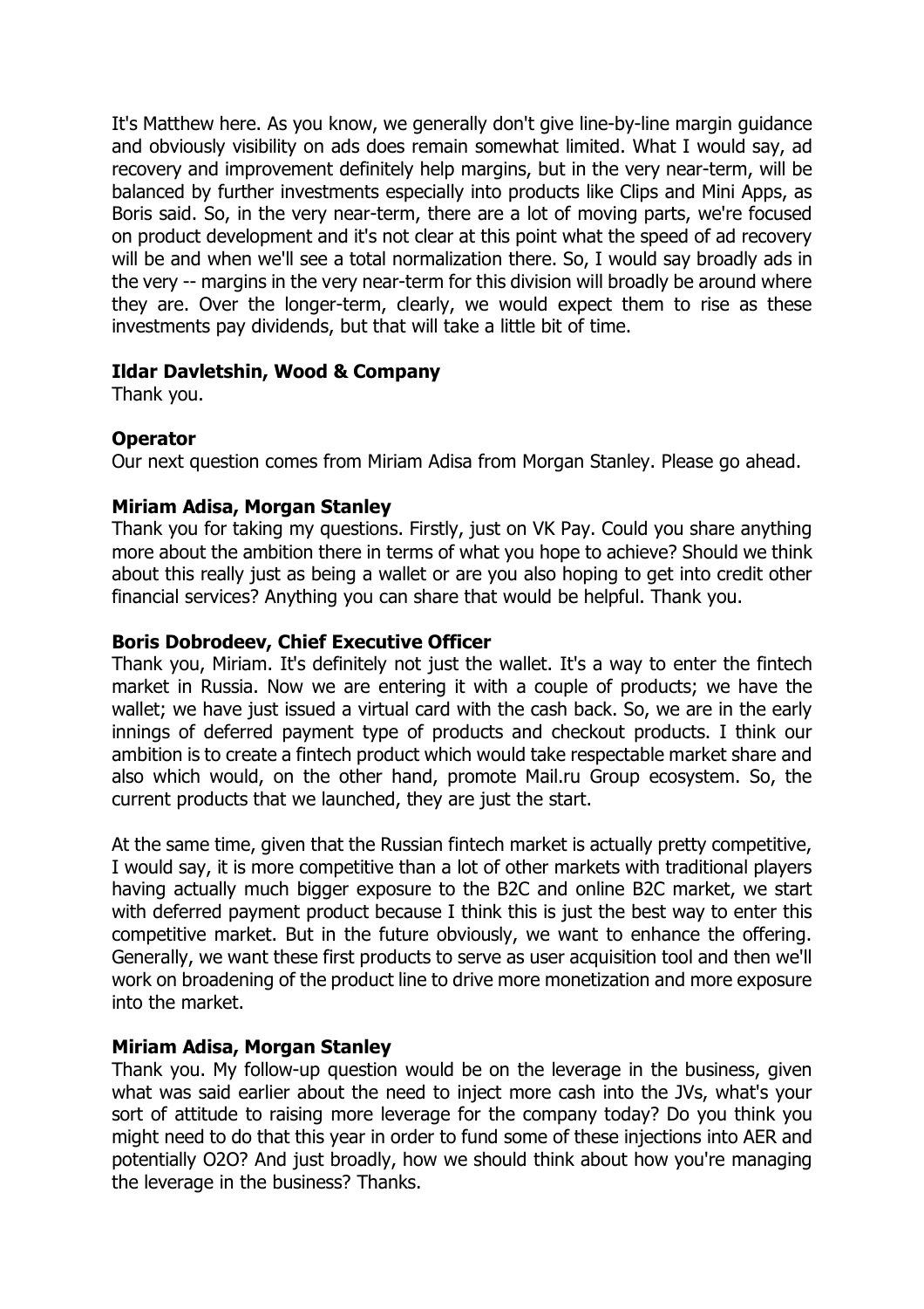It's Matthew here. As you know, we generally don't give line-by-line margin guidance and obviously visibility on ads does remain somewhat limited. What I would say, ad recovery and improvement definitely help margins, but in the very near-term, will be balanced by further investments especially into products like Clips and Mini Apps, as Boris said. So, in the very near-term, there are a lot of moving parts, we're focused on product development and it's not clear at this point what the speed of ad recovery will be and when we'll see a total normalization there. So, I would say broadly ads in the very -- margins in the very near-term for this division will broadly be around where they are. Over the longer-term, clearly, we would expect them to rise as these investments pay dividends, but that will take a little bit of time.

**Ildar Davletshin, Wood & Company**

Thank you.

**Operator**

Our next question comes from Miriam Adisa from Morgan Stanley. Please go ahead.

**Miriam Adisa, Morgan Stanley**

Thank you for taking my questions. Firstly, just on VK Pay. Could you share anything more about the ambition there in terms of what you hope to achieve? Should we think about this really just as being a wallet or are you also hoping to get into credit other financial services? Anything you can share that would be helpful. Thank you.

**Boris Dobrodeev, Chief Executive Officer**

Thank you, Miriam. It's definitely not just the wallet. It's a way to enter the fintech market in Russia. Now we are entering it with a couple of products; we have the wallet; we have just issued a virtual card with the cash back. So, we are in the early innings of deferred payment type of products and checkout products. I think our ambition is to create a fintech product which would take respectable market share and also which would, on the other hand, promote Mail.ru Group ecosystem. So, the current products that we launched, they are just the start.

At the same time, given that the Russian fintech market is actually pretty competitive, I would say, it is more competitive than a lot of other markets with traditional players having actually much bigger exposure to the B2C and online B2C market, we start with deferred payment product because I think this is just the best way to enter this competitive market. But in the future obviously, we want to enhance the offering. Generally, we want these first products to serve as user acquisition tool and then we'll work on broadening of the product line to drive more monetization and more exposure into the market.

**Miriam Adisa, Morgan Stanley**

Thank you. My follow-up question would be on the leverage in the business, given what was said earlier about the need to inject more cash into the JVs, what's your sort of attitude to raising more leverage for the company today? Do you think you might need to do that this year in order to fund some of these injections into AER and potentially O2O? And just broadly, how we should think about how you're managing the leverage in the business? Thanks.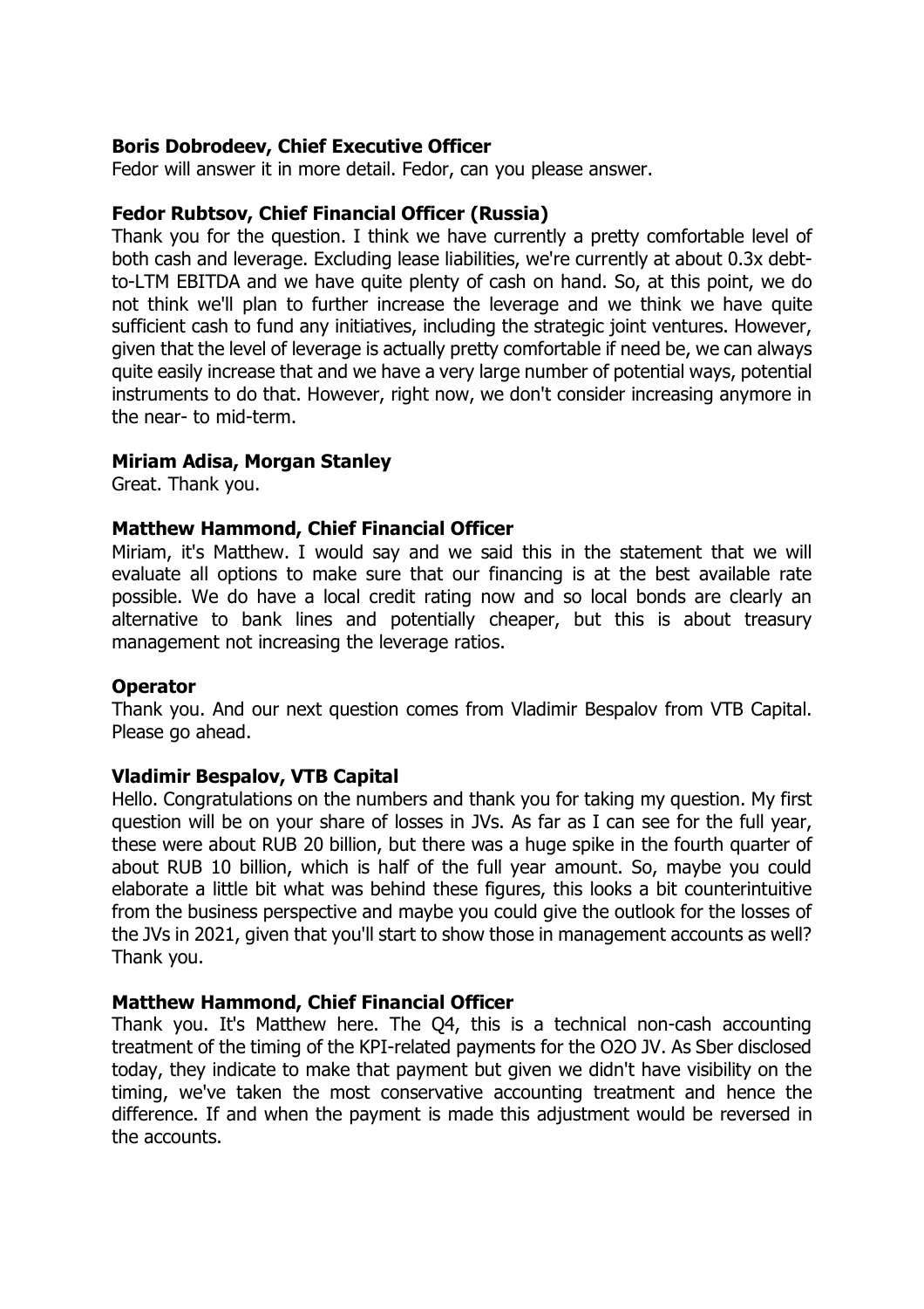**Boris Dobrodeev, Chief Executive Officer**
Fedor will answer it in more detail. Fedor, can you please answer.

**Fedor Rubtsov, Chief Financial Officer (Russia)**
Thank you for the question. I think we have currently a pretty comfortable level of both cash and leverage. Excluding lease liabilities, we're currently at about 0.3x debt-to-LTM EBITDA and we have quite plenty of cash on hand. So, at this point, we do not think we'll plan to further increase the leverage and we think we have quite sufficient cash to fund any initiatives, including the strategic joint ventures. However, given that the level of leverage is actually pretty comfortable if need be, we can always quite easily increase that and we have a very large number of potential ways, potential instruments to do that. However, right now, we don't consider increasing anymore in the near- to mid-term.

**Miriam Adisa, Morgan Stanley**
Great. Thank you.

**Matthew Hammond, Chief Financial Officer**
Miriam, it's Matthew. I would say and we said this in the statement that we will evaluate all options to make sure that our financing is at the best available rate possible. We do have a local credit rating now and so local bonds are clearly an alternative to bank lines and potentially cheaper, but this is about treasury management not increasing the leverage ratios.

**Operator**
Thank you. And our next question comes from Vladimir Bespalov from VTB Capital. Please go ahead.

**Vladimir Bespalov, VTB Capital**
Hello. Congratulations on the numbers and thank you for taking my question. My first question will be on your share of losses in JVs. As far as I can see for the full year, these were about RUB 20 billion, but there was a huge spike in the fourth quarter of about RUB 10 billion, which is half of the full year amount. So, maybe you could elaborate a little bit what was behind these figures, this looks a bit counterintuitive from the business perspective and maybe you could give the outlook for the losses of the JVs in 2021, given that you'll start to show those in management accounts as well? Thank you.

**Matthew Hammond, Chief Financial Officer**
Thank you. It's Matthew here. The Q4, this is a technical non-cash accounting treatment of the timing of the KPI-related payments for the O2O JV. As Sber disclosed today, they indicate to make that payment but given we didn't have visibility on the timing, we've taken the most conservative accounting treatment and hence the difference. If and when the payment is made this adjustment would be reversed in the accounts.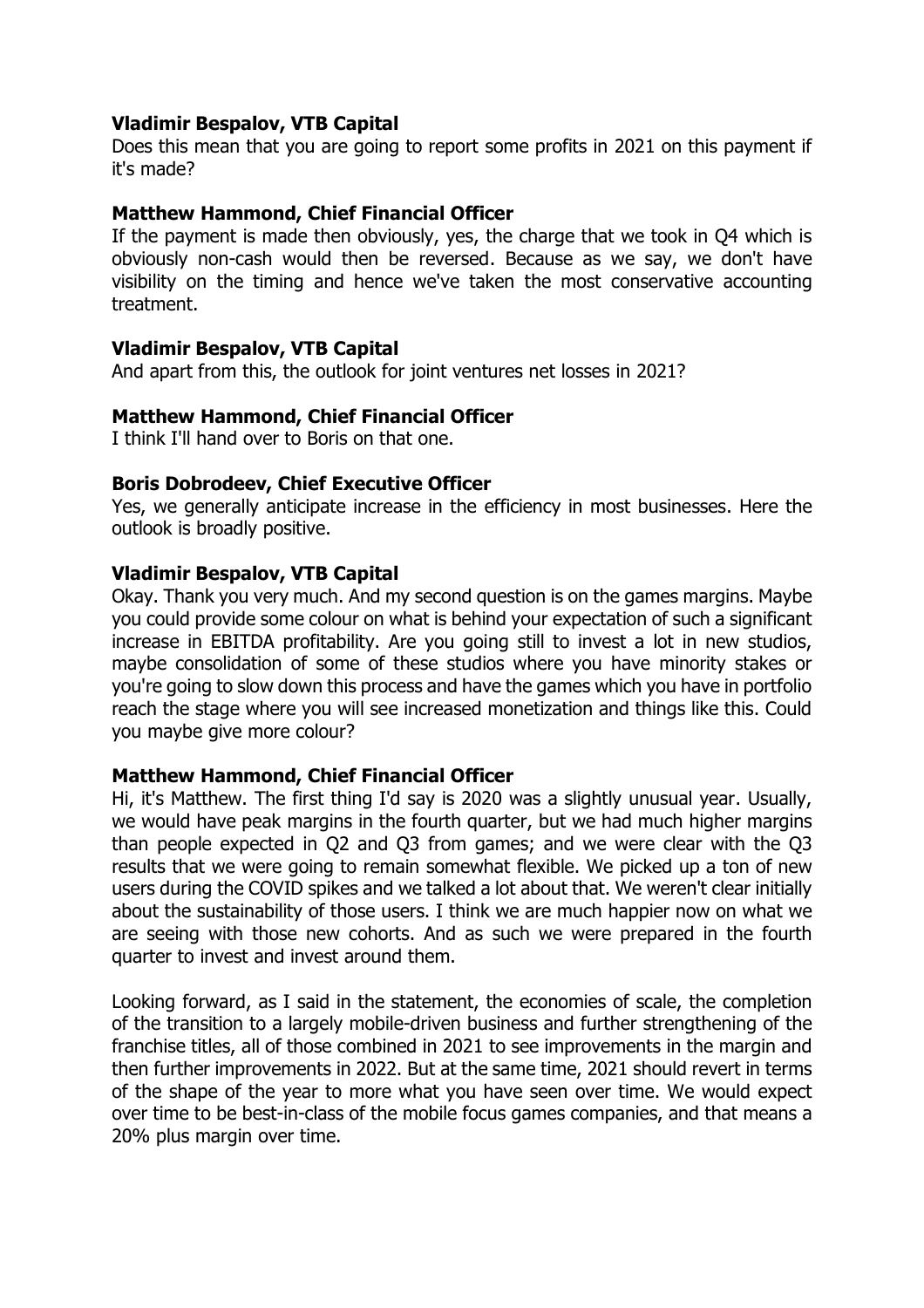**Vladimir Bespalov, VTB Capital**

Does this mean that you are going to report some profits in 2021 on this payment if it's made?

**Matthew Hammond, Chief Financial Officer**

If the payment is made then obviously, yes, the charge that we took in Q4 which is obviously non-cash would then be reversed. Because as we say, we don't have visibility on the timing and hence we've taken the most conservative accounting treatment.

**Vladimir Bespalov, VTB Capital**

And apart from this, the outlook for joint ventures net losses in 2021?

**Matthew Hammond, Chief Financial Officer**

I think I'll hand over to Boris on that one.

**Boris Dobrodeev, Chief Executive Officer**

Yes, we generally anticipate increase in the efficiency in most businesses. Here the outlook is broadly positive.

**Vladimir Bespalov, VTB Capital**

Okay. Thank you very much. And my second question is on the games margins. Maybe you could provide some colour on what is behind your expectation of such a significant increase in EBITDA profitability. Are you going still to invest a lot in new studios, maybe consolidation of some of these studios where you have minority stakes or you're going to slow down this process and have the games which you have in portfolio reach the stage where you will see increased monetization and things like this. Could you maybe give more colour?

**Matthew Hammond, Chief Financial Officer**

Hi, it's Matthew. The first thing I'd say is 2020 was a slightly unusual year. Usually, we would have peak margins in the fourth quarter, but we had much higher margins than people expected in Q2 and Q3 from games; and we were clear with the Q3 results that we were going to remain somewhat flexible. We picked up a ton of new users during the COVID spikes and we talked a lot about that. We weren't clear initially about the sustainability of those users. I think we are much happier now on what we are seeing with those new cohorts. And as such we were prepared in the fourth quarter to invest and invest around them.

Looking forward, as I said in the statement, the economies of scale, the completion of the transition to a largely mobile-driven business and further strengthening of the franchise titles, all of those combined in 2021 to see improvements in the margin and then further improvements in 2022. But at the same time, 2021 should revert in terms of the shape of the year to more what you have seen over time. We would expect over time to be best-in-class of the mobile focus games companies, and that means a 20% plus margin over time.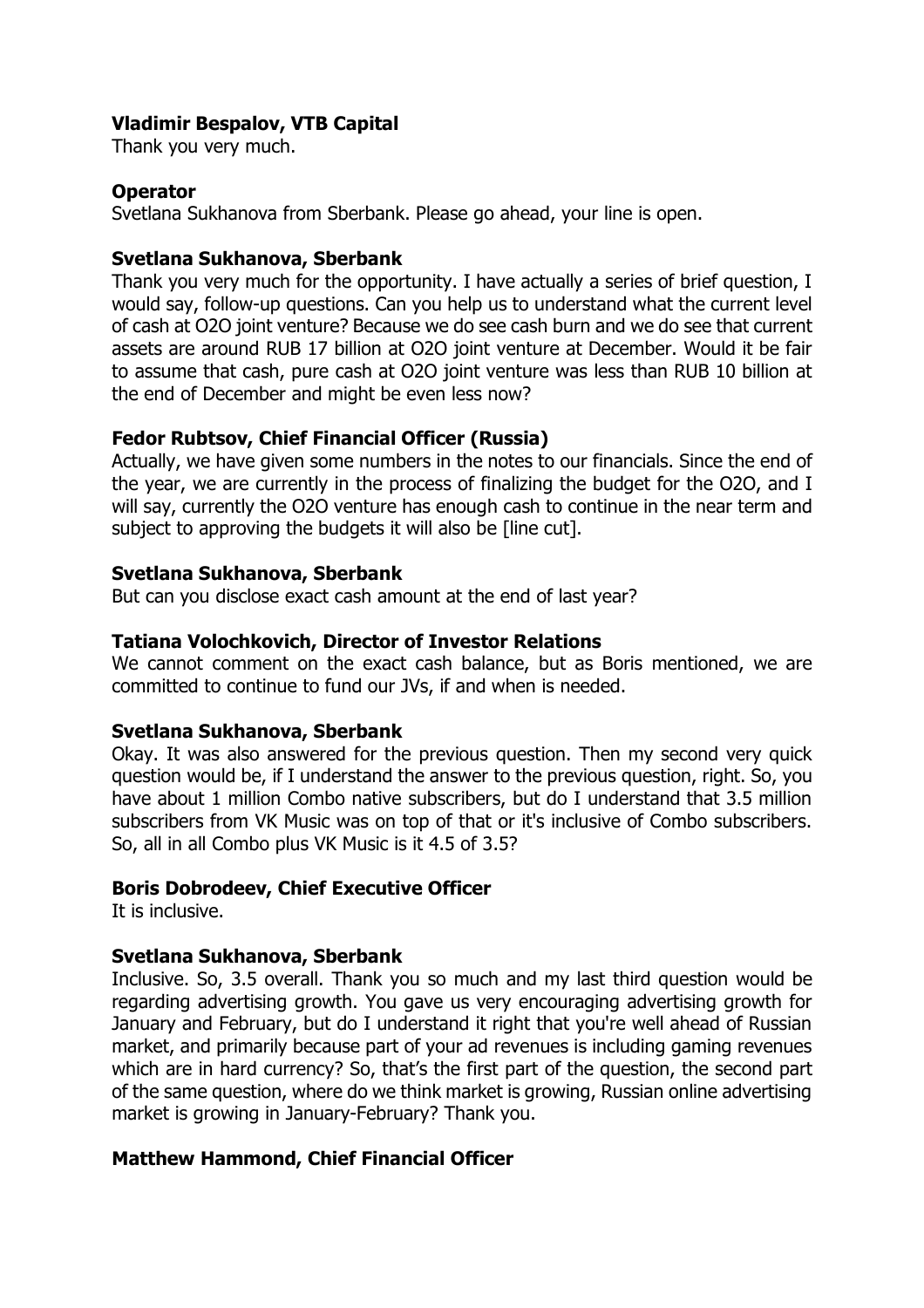**Vladimir Bespalov, VTB Capital**
Thank you very much.

**Operator**
Svetlana Sukhanova from Sberbank. Please go ahead, your line is open.

**Svetlana Sukhanova, Sberbank**
Thank you very much for the opportunity. I have actually a series of brief question, I would say, follow-up questions. Can you help us to understand what the current level of cash at O2O joint venture? Because we do see cash burn and we do see that current assets are around RUB 17 billion at O2O joint venture at December. Would it be fair to assume that cash, pure cash at O2O joint venture was less than RUB 10 billion at the end of December and might be even less now?

**Fedor Rubtsov, Chief Financial Officer (Russia)**
Actually, we have given some numbers in the notes to our financials. Since the end of the year, we are currently in the process of finalizing the budget for the O2O, and I will say, currently the O2O venture has enough cash to continue in the near term and subject to approving the budgets it will also be [line cut].

**Svetlana Sukhanova, Sberbank**
But can you disclose exact cash amount at the end of last year?

**Tatiana Volochkovich, Director of Investor Relations**
We cannot comment on the exact cash balance, but as Boris mentioned, we are committed to continue to fund our JVs, if and when is needed.

**Svetlana Sukhanova, Sberbank**
Okay. It was also answered for the previous question. Then my second very quick question would be, if I understand the answer to the previous question, right. So, you have about 1 million Combo native subscribers, but do I understand that 3.5 million subscribers from VK Music was on top of that or it's inclusive of Combo subscribers. So, all in all Combo plus VK Music is it 4.5 of 3.5?

**Boris Dobrodeev, Chief Executive Officer**
It is inclusive.

**Svetlana Sukhanova, Sberbank**
Inclusive. So, 3.5 overall. Thank you so much and my last third question would be regarding advertising growth. You gave us very encouraging advertising growth for January and February, but do I understand it right that you're well ahead of Russian market, and primarily because part of your ad revenues is including gaming revenues which are in hard currency? So, that's the first part of the question, the second part of the same question, where do we think market is growing, Russian online advertising market is growing in January-February? Thank you.

**Matthew Hammond, Chief Financial Officer**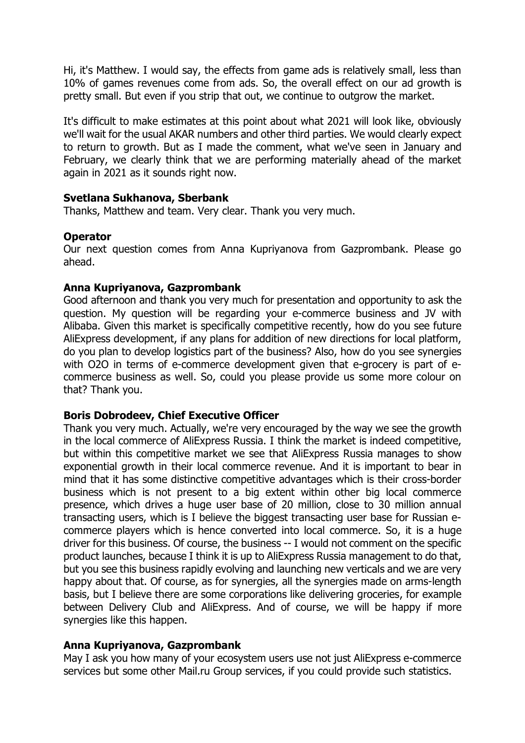Hi, it's Matthew. I would say, the effects from game ads is relatively small, less than 10% of games revenues come from ads. So, the overall effect on our ad growth is pretty small. But even if you strip that out, we continue to outgrow the market.

It's difficult to make estimates at this point about what 2021 will look like, obviously we'll wait for the usual AKAR numbers and other third parties. We would clearly expect to return to growth. But as I made the comment, what we've seen in January and February, we clearly think that we are performing materially ahead of the market again in 2021 as it sounds right now.

**Svetlana Sukhanova, Sberbank**
Thanks, Matthew and team. Very clear. Thank you very much.

**Operator**
Our next question comes from Anna Kupriyanova from Gazprombank. Please go ahead.

**Anna Kupriyanova, Gazprombank**
Good afternoon and thank you very much for presentation and opportunity to ask the question. My question will be regarding your e-commerce business and JV with Alibaba. Given this market is specifically competitive recently, how do you see future AliExpress development, if any plans for addition of new directions for local platform, do you plan to develop logistics part of the business? Also, how do you see synergies with O2O in terms of e-commerce development given that e-grocery is part of e-commerce business as well. So, could you please provide us some more colour on that? Thank you.

**Boris Dobrodeev, Chief Executive Officer**
Thank you very much. Actually, we're very encouraged by the way we see the growth in the local commerce of AliExpress Russia. I think the market is indeed competitive, but within this competitive market we see that AliExpress Russia manages to show exponential growth in their local commerce revenue. And it is important to bear in mind that it has some distinctive competitive advantages which is their cross-border business which is not present to a big extent within other big local commerce presence, which drives a huge user base of 20 million, close to 30 million annual transacting users, which is I believe the biggest transacting user base for Russian e-commerce players which is hence converted into local commerce. So, it is a huge driver for this business. Of course, the business -- I would not comment on the specific product launches, because I think it is up to AliExpress Russia management to do that, but you see this business rapidly evolving and launching new verticals and we are very happy about that. Of course, as for synergies, all the synergies made on arms-length basis, but I believe there are some corporations like delivering groceries, for example between Delivery Club and AliExpress. And of course, we will be happy if more synergies like this happen.

**Anna Kupriyanova, Gazprombank**
May I ask you how many of your ecosystem users use not just AliExpress e-commerce services but some other Mail.ru Group services, if you could provide such statistics.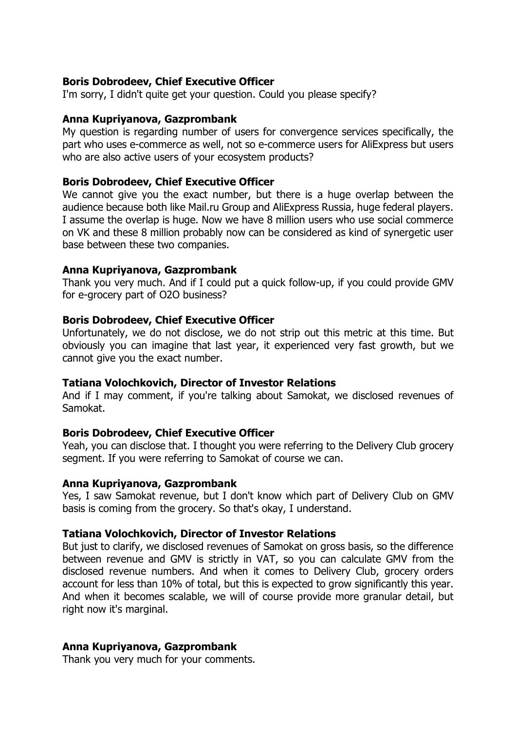**Boris Dobrodeev, Chief Executive Officer**

I'm sorry, I didn't quite get your question. Could you please specify?

**Anna Kupriyanova, Gazprombank**

My question is regarding number of users for convergence services specifically, the part who uses e-commerce as well, not so e-commerce users for AliExpress but users who are also active users of your ecosystem products?

**Boris Dobrodeev, Chief Executive Officer**

We cannot give you the exact number, but there is a huge overlap between the audience because both like Mail.ru Group and AliExpress Russia, huge federal players. I assume the overlap is huge. Now we have 8 million users who use social commerce on VK and these 8 million probably now can be considered as kind of synergetic user base between these two companies.

**Anna Kupriyanova, Gazprombank**

Thank you very much. And if I could put a quick follow-up, if you could provide GMV for e-grocery part of O2O business?

**Boris Dobrodeev, Chief Executive Officer**

Unfortunately, we do not disclose, we do not strip out this metric at this time. But obviously you can imagine that last year, it experienced very fast growth, but we cannot give you the exact number.

**Tatiana Volochkovich, Director of Investor Relations**

And if I may comment, if you're talking about Samokat, we disclosed revenues of Samokat.

**Boris Dobrodeev, Chief Executive Officer**

Yeah, you can disclose that. I thought you were referring to the Delivery Club grocery segment. If you were referring to Samokat of course we can.

**Anna Kupriyanova, Gazprombank**

Yes, I saw Samokat revenue, but I don't know which part of Delivery Club on GMV basis is coming from the grocery. So that's okay, I understand.

**Tatiana Volochkovich, Director of Investor Relations**

But just to clarify, we disclosed revenues of Samokat on gross basis, so the difference between revenue and GMV is strictly in VAT, so you can calculate GMV from the disclosed revenue numbers. And when it comes to Delivery Club, grocery orders account for less than 10% of total, but this is expected to grow significantly this year. And when it becomes scalable, we will of course provide more granular detail, but right now it's marginal.

**Anna Kupriyanova, Gazprombank**

Thank you very much for your comments.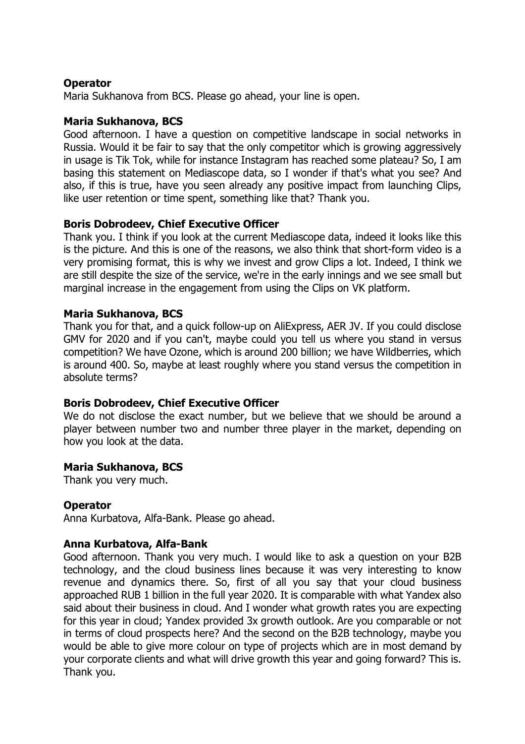**Operator**
Maria Sukhanova from BCS. Please go ahead, your line is open.

**Maria Sukhanova, BCS**
Good afternoon. I have a question on competitive landscape in social networks in Russia. Would it be fair to say that the only competitor which is growing aggressively in usage is Tik Tok, while for instance Instagram has reached some plateau? So, I am basing this statement on Mediascope data, so I wonder if that's what you see? And also, if this is true, have you seen already any positive impact from launching Clips, like user retention or time spent, something like that? Thank you.

**Boris Dobrodeev, Chief Executive Officer**
Thank you. I think if you look at the current Mediascope data, indeed it looks like this is the picture. And this is one of the reasons, we also think that short-form video is a very promising format, this is why we invest and grow Clips a lot. Indeed, I think we are still despite the size of the service, we're in the early innings and we see small but marginal increase in the engagement from using the Clips on VK platform.

**Maria Sukhanova, BCS**
Thank you for that, and a quick follow-up on AliExpress, AER JV. If you could disclose GMV for 2020 and if you can't, maybe could you tell us where you stand in versus competition? We have Ozone, which is around 200 billion; we have Wildberries, which is around 400. So, maybe at least roughly where you stand versus the competition in absolute terms?

**Boris Dobrodeev, Chief Executive Officer**
We do not disclose the exact number, but we believe that we should be around a player between number two and number three player in the market, depending on how you look at the data.

**Maria Sukhanova, BCS**
Thank you very much.

**Operator**
Anna Kurbatova, Alfa-Bank. Please go ahead.

**Anna Kurbatova, Alfa-Bank**
Good afternoon. Thank you very much. I would like to ask a question on your B2B technology, and the cloud business lines because it was very interesting to know revenue and dynamics there. So, first of all you say that your cloud business approached RUB 1 billion in the full year 2020. It is comparable with what Yandex also said about their business in cloud. And I wonder what growth rates you are expecting for this year in cloud; Yandex provided 3x growth outlook. Are you comparable or not in terms of cloud prospects here? And the second on the B2B technology, maybe you would be able to give more colour on type of projects which are in most demand by your corporate clients and what will drive growth this year and going forward? This is. Thank you.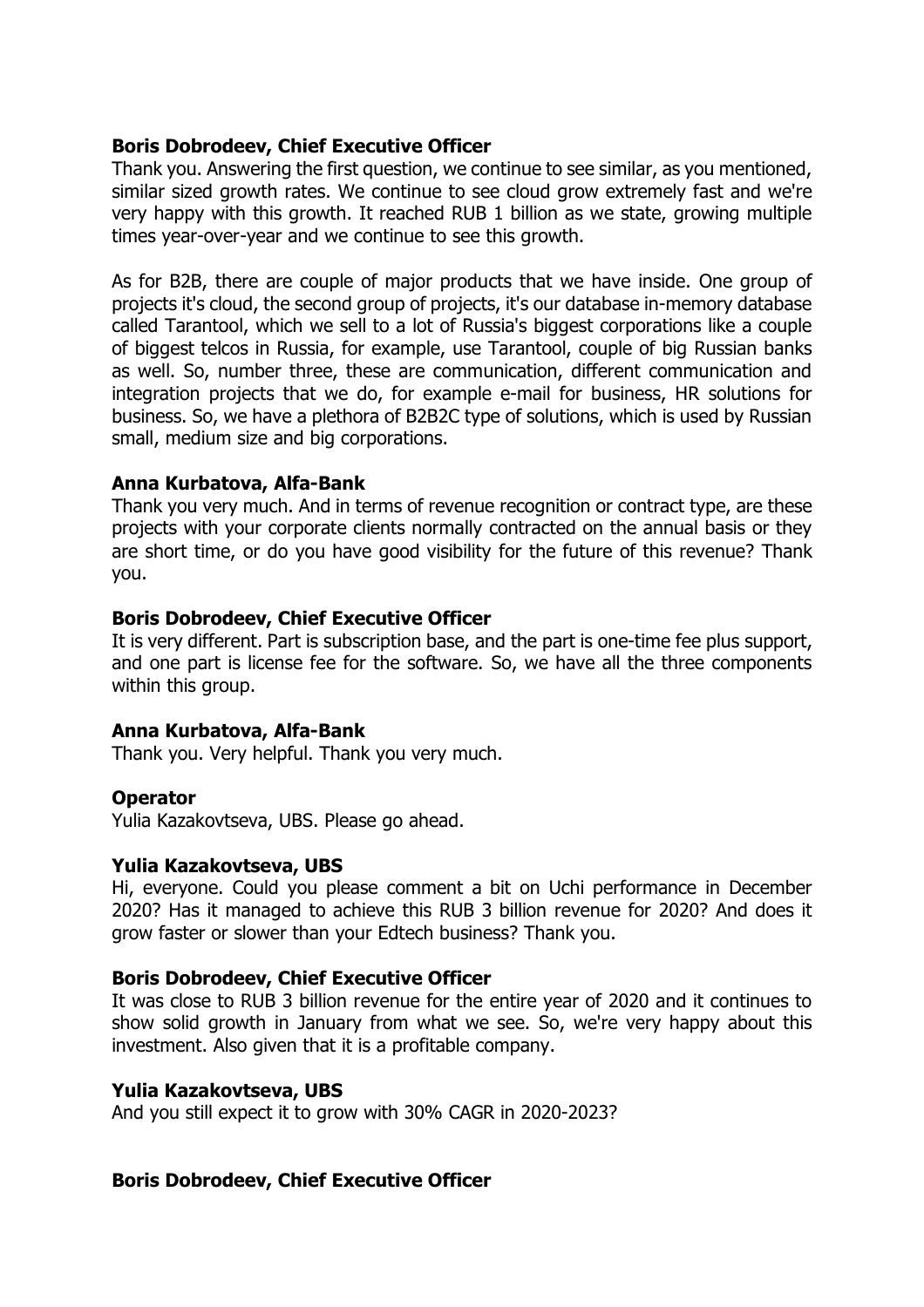**Boris Dobrodeev, Chief Executive Officer**
Thank you. Answering the first question, we continue to see similar, as you mentioned, similar sized growth rates. We continue to see cloud grow extremely fast and we're very happy with this growth. It reached RUB 1 billion as we state, growing multiple times year-over-year and we continue to see this growth.

As for B2B, there are couple of major products that we have inside. One group of projects it's cloud, the second group of projects, it's our database in-memory database called Tarantool, which we sell to a lot of Russia's biggest corporations like a couple of biggest telcos in Russia, for example, use Tarantool, couple of big Russian banks as well. So, number three, these are communication, different communication and integration projects that we do, for example e-mail for business, HR solutions for business. So, we have a plethora of B2B2C type of solutions, which is used by Russian small, medium size and big corporations.

**Anna Kurbatova, Alfa-Bank**
Thank you very much. And in terms of revenue recognition or contract type, are these projects with your corporate clients normally contracted on the annual basis or they are short time, or do you have good visibility for the future of this revenue? Thank you.

**Boris Dobrodeev, Chief Executive Officer**
It is very different. Part is subscription base, and the part is one-time fee plus support, and one part is license fee for the software. So, we have all the three components within this group.

**Anna Kurbatova, Alfa-Bank**
Thank you. Very helpful. Thank you very much.

**Operator**
Yulia Kazakovtseva, UBS. Please go ahead.

**Yulia Kazakovtseva, UBS**
Hi, everyone. Could you please comment a bit on Uchi performance in December 2020? Has it managed to achieve this RUB 3 billion revenue for 2020? And does it grow faster or slower than your Edtech business? Thank you.

**Boris Dobrodeev, Chief Executive Officer**
It was close to RUB 3 billion revenue for the entire year of 2020 and it continues to show solid growth in January from what we see. So, we're very happy about this investment. Also given that it is a profitable company.

**Yulia Kazakovtseva, UBS**
And you still expect it to grow with 30% CAGR in 2020-2023?

**Boris Dobrodeev, Chief Executive Officer**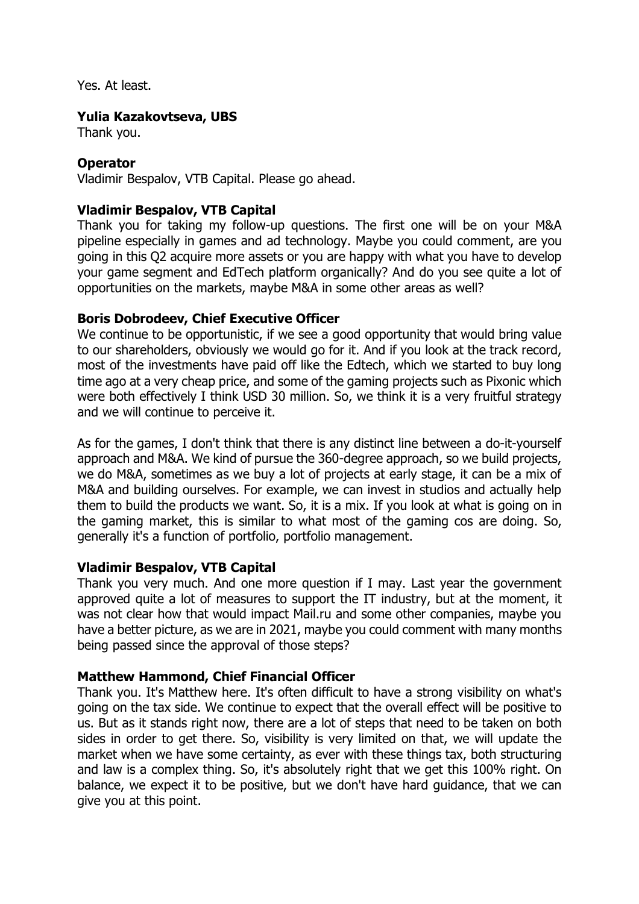Yes. At least.

**Yulia Kazakovtseva, UBS**
Thank you.

**Operator**
Vladimir Bespalov, VTB Capital. Please go ahead.

**Vladimir Bespalov, VTB Capital**
Thank you for taking my follow-up questions. The first one will be on your M&A pipeline especially in games and ad technology. Maybe you could comment, are you going in this Q2 acquire more assets or you are happy with what you have to develop your game segment and EdTech platform organically? And do you see quite a lot of opportunities on the markets, maybe M&A in some other areas as well?

**Boris Dobrodeev, Chief Executive Officer**
We continue to be opportunistic, if we see a good opportunity that would bring value to our shareholders, obviously we would go for it. And if you look at the track record, most of the investments have paid off like the Edtech, which we started to buy long time ago at a very cheap price, and some of the gaming projects such as Pixonic which were both effectively I think USD 30 million. So, we think it is a very fruitful strategy and we will continue to perceive it.

As for the games, I don't think that there is any distinct line between a do-it-yourself approach and M&A. We kind of pursue the 360-degree approach, so we build projects, we do M&A, sometimes as we buy a lot of projects at early stage, it can be a mix of M&A and building ourselves. For example, we can invest in studios and actually help them to build the products we want. So, it is a mix. If you look at what is going on in the gaming market, this is similar to what most of the gaming cos are doing. So, generally it's a function of portfolio, portfolio management.

**Vladimir Bespalov, VTB Capital**
Thank you very much. And one more question if I may. Last year the government approved quite a lot of measures to support the IT industry, but at the moment, it was not clear how that would impact Mail.ru and some other companies, maybe you have a better picture, as we are in 2021, maybe you could comment with many months being passed since the approval of those steps?

**Matthew Hammond, Chief Financial Officer**
Thank you. It's Matthew here. It's often difficult to have a strong visibility on what's going on the tax side. We continue to expect that the overall effect will be positive to us. But as it stands right now, there are a lot of steps that need to be taken on both sides in order to get there. So, visibility is very limited on that, we will update the market when we have some certainty, as ever with these things tax, both structuring and law is a complex thing. So, it's absolutely right that we get this 100% right. On balance, we expect it to be positive, but we don't have hard guidance, that we can give you at this point.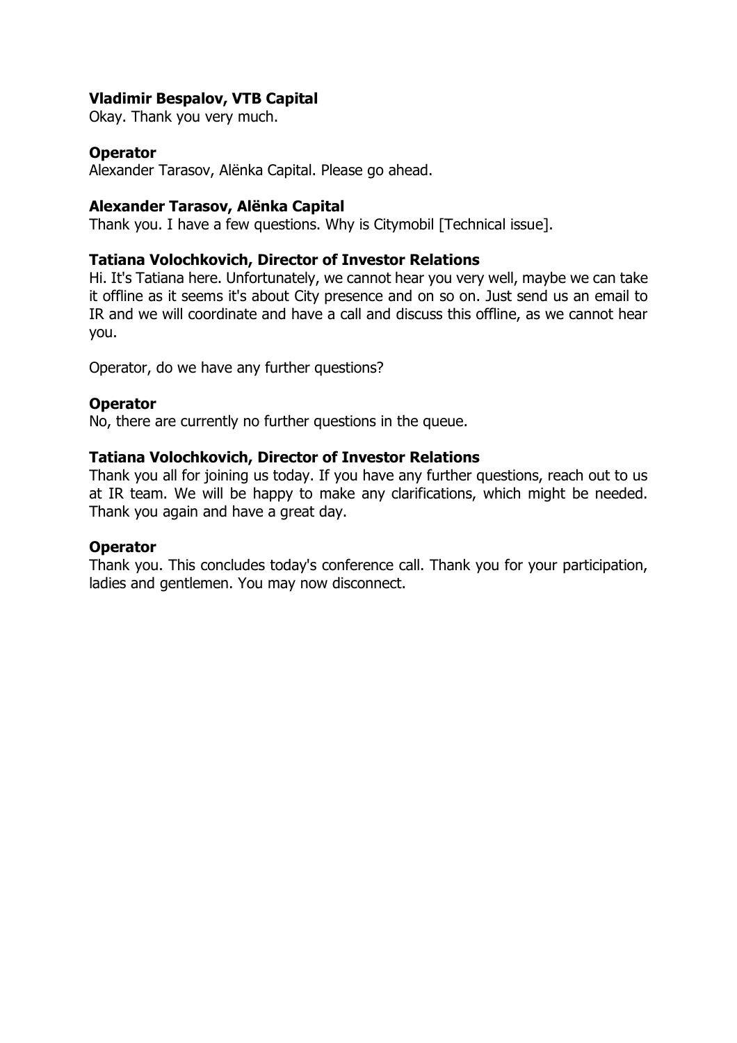**Vladimir Bespalov, VTB Capital**
Okay. Thank you very much.

**Operator**
Alexander Tarasov, Alënka Capital. Please go ahead.

**Alexander Tarasov, Alënka Capital**
Thank you. I have a few questions. Why is Citymobil [Technical issue].

**Tatiana Volochkovich, Director of Investor Relations**
Hi. It's Tatiana here. Unfortunately, we cannot hear you very well, maybe we can take it offline as it seems it's about City presence and on so on. Just send us an email to IR and we will coordinate and have a call and discuss this offline, as we cannot hear you.

Operator, do we have any further questions?

**Operator**
No, there are currently no further questions in the queue.

**Tatiana Volochkovich, Director of Investor Relations**
Thank you all for joining us today. If you have any further questions, reach out to us at IR team. We will be happy to make any clarifications, which might be needed. Thank you again and have a great day.

**Operator**
Thank you. This concludes today's conference call. Thank you for your participation, ladies and gentlemen. You may now disconnect.